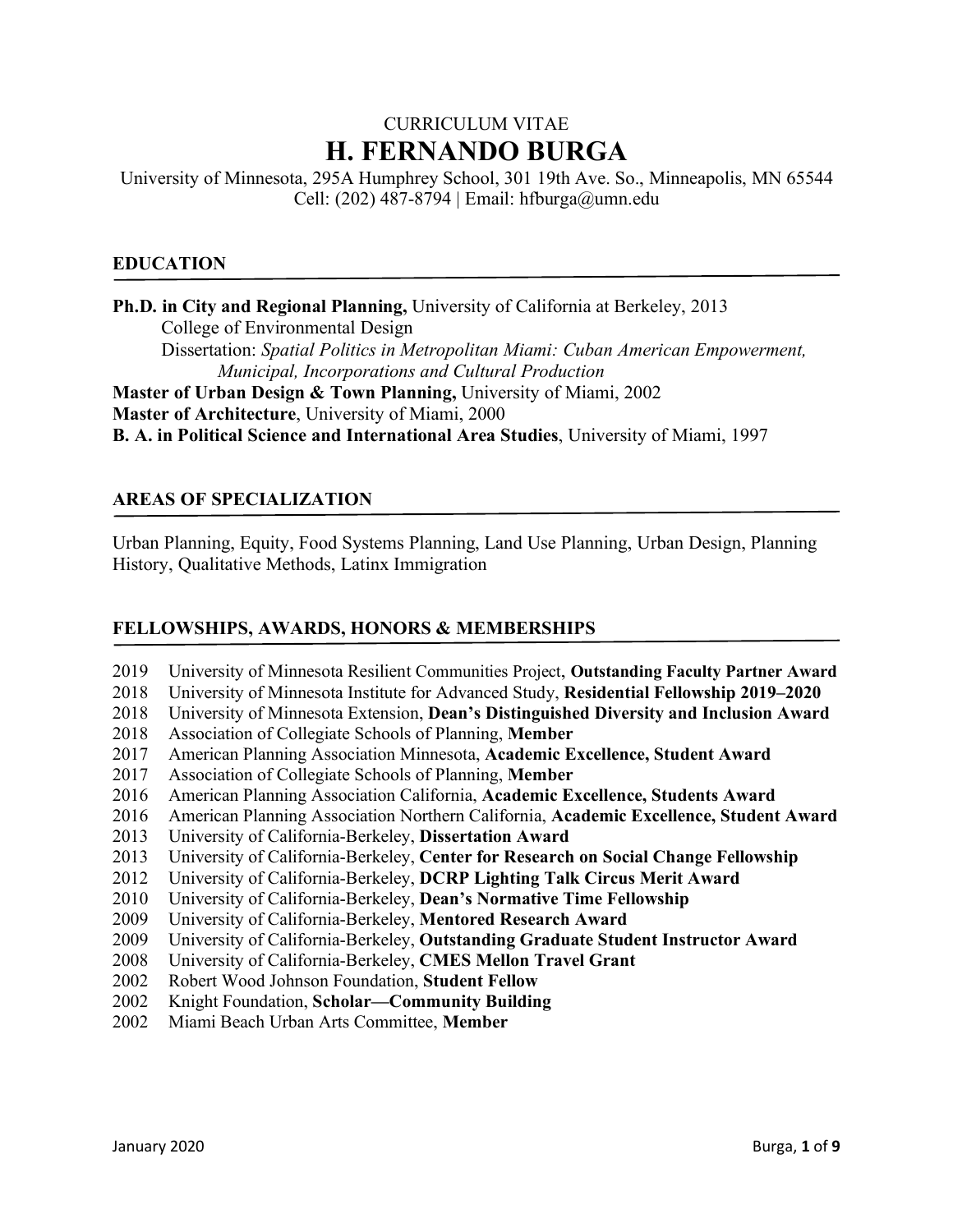CURRICULUM VITAE

# H. FERNANDO BURGA

University of Minnesota, 295A Humphrey School, 301 19th Ave. So., Minneapolis, MN 65544
Cell: (202) 487-8794 | Email: hfburga@umn.edu

## EDUCATION

**Ph.D. in City and Regional Planning,** University of California at Berkeley, 2013
College of Environmental Design
Dissertation: *Spatial Politics in Metropolitan Miami: Cuban American Empowerment, Municipal, Incorporations and Cultural Production*
**Master of Urban Design & Town Planning,** University of Miami, 2002
**Master of Architecture**, University of Miami, 2000
**B. A. in Political Science and International Area Studies**, University of Miami, 1997

## AREAS OF SPECIALIZATION

Urban Planning, Equity, Food Systems Planning, Land Use Planning, Urban Design, Planning History, Qualitative Methods, Latinx Immigration

## FELLOWSHIPS, AWARDS, HONORS & MEMBERSHIPS

2019 University of Minnesota Resilient Communities Project, **Outstanding Faculty Partner Award**
2018 University of Minnesota Institute for Advanced Study, **Residential Fellowship 2019–2020**
2018 University of Minnesota Extension, **Dean's Distinguished Diversity and Inclusion Award**
2018 Association of Collegiate Schools of Planning, **Member**
2017 American Planning Association Minnesota, **Academic Excellence, Student Award**
2017 Association of Collegiate Schools of Planning, **Member**
2016 American Planning Association California, **Academic Excellence, Students Award**
2016 American Planning Association Northern California, **Academic Excellence, Student Award**
2013 University of California-Berkeley, **Dissertation Award**
2013 University of California-Berkeley, **Center for Research on Social Change Fellowship**
2012 University of California-Berkeley, **DCRP Lighting Talk Circus Merit Award**
2010 University of California-Berkeley, **Dean's Normative Time Fellowship**
2009 University of California-Berkeley, **Mentored Research Award**
2009 University of California-Berkeley, **Outstanding Graduate Student Instructor Award**
2008 University of California-Berkeley, **CMES Mellon Travel Grant**
2002 Robert Wood Johnson Foundation, **Student Fellow**
2002 Knight Foundation, **Scholar—Community Building**
2002 Miami Beach Urban Arts Committee, **Member**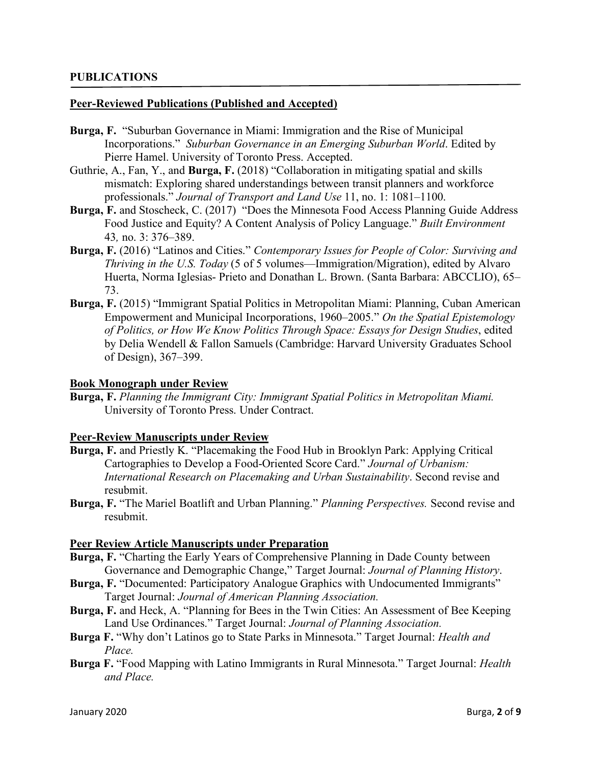## PUBLICATIONS

### Peer-Reviewed Publications (Published and Accepted)

**Burga, F.** "Suburban Governance in Miami: Immigration and the Rise of Municipal Incorporations." *Suburban Governance in an Emerging Suburban World*. Edited by Pierre Hamel. University of Toronto Press. Accepted.

Guthrie, A., Fan, Y., and **Burga, F.** (2018) "Collaboration in mitigating spatial and skills mismatch: Exploring shared understandings between transit planners and workforce professionals." *Journal of Transport and Land Use* 11, no. 1: 1081–1100.

**Burga, F.** and Stoscheck, C. (2017) "Does the Minnesota Food Access Planning Guide Address Food Justice and Equity? A Content Analysis of Policy Language." *Built Environment* 43*,* no. 3: 376–389.

**Burga, F.** (2016) "Latinos and Cities." *Contemporary Issues for People of Color: Surviving and Thriving in the U.S. Today* (5 of 5 volumes—Immigration/Migration), edited by Alvaro Huerta, Norma Iglesias- Prieto and Donathan L. Brown. (Santa Barbara: ABCCLIO), 65–73.

**Burga, F.** (2015) "Immigrant Spatial Politics in Metropolitan Miami: Planning, Cuban American Empowerment and Municipal Incorporations, 1960–2005." *On the Spatial Epistemology of Politics, or How We Know Politics Through Space: Essays for Design Studies*, edited by Delia Wendell & Fallon Samuels (Cambridge: Harvard University Graduates School of Design), 367–399.

### Book Monograph under Review

**Burga, F.** *Planning the Immigrant City: Immigrant Spatial Politics in Metropolitan Miami.* University of Toronto Press. Under Contract.

### Peer-Review Manuscripts under Review

**Burga, F.** and Priestly K. "Placemaking the Food Hub in Brooklyn Park: Applying Critical Cartographies to Develop a Food-Oriented Score Card." *Journal of Urbanism: International Research on Placemaking and Urban Sustainability*. Second revise and resubmit.

**Burga, F.** "The Mariel Boatlift and Urban Planning." *Planning Perspectives.* Second revise and resubmit.

### Peer Review Article Manuscripts under Preparation

**Burga, F.** "Charting the Early Years of Comprehensive Planning in Dade County between Governance and Demographic Change," Target Journal: *Journal of Planning History*.

**Burga, F.** "Documented: Participatory Analogue Graphics with Undocumented Immigrants" Target Journal: *Journal of American Planning Association.*

**Burga, F.** and Heck, A. "Planning for Bees in the Twin Cities: An Assessment of Bee Keeping Land Use Ordinances." Target Journal: *Journal of Planning Association.*

**Burga F.** "Why don't Latinos go to State Parks in Minnesota." Target Journal: *Health and Place.*

**Burga F.** "Food Mapping with Latino Immigrants in Rural Minnesota." Target Journal: *Health and Place.*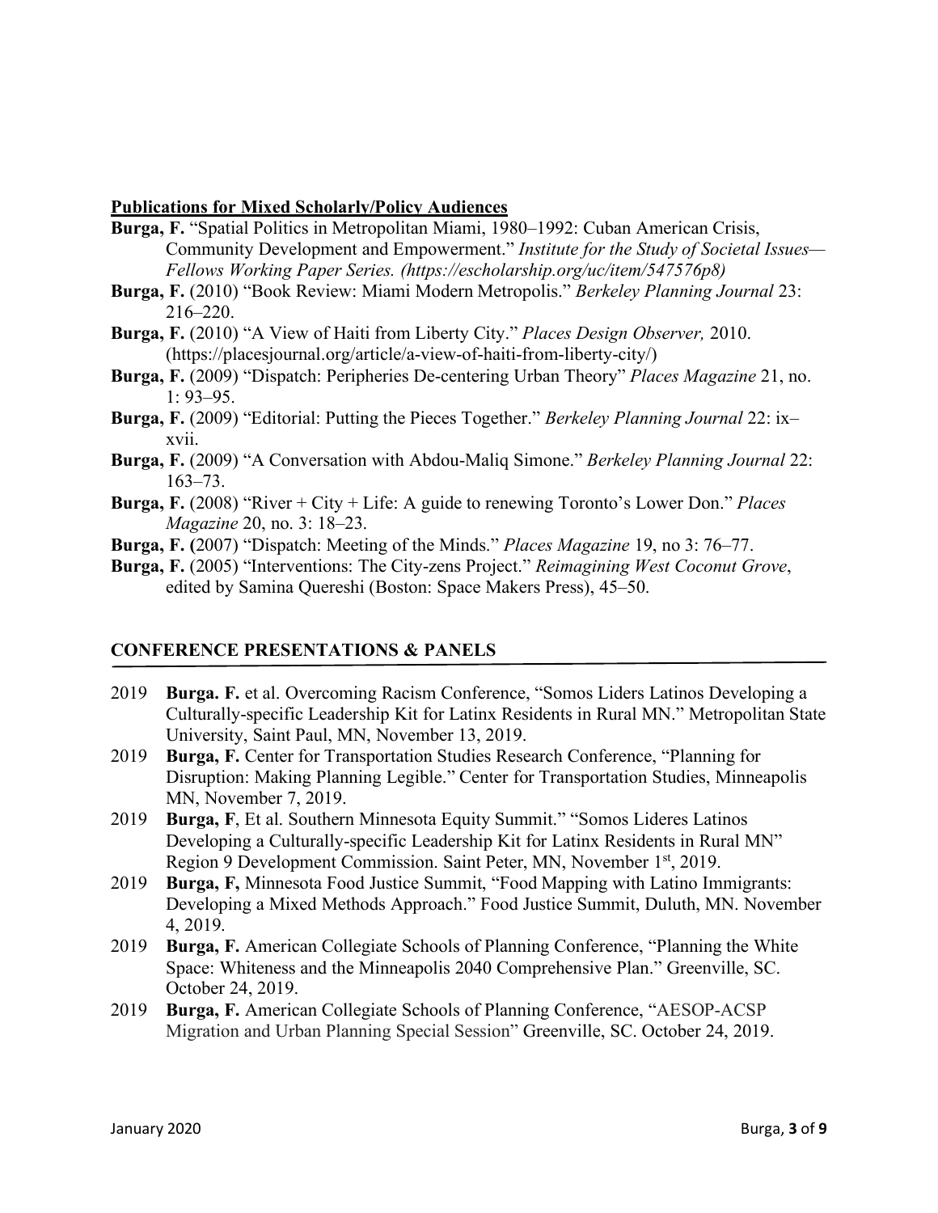**Publications for Mixed Scholarly/Policy Audiences**

**Burga, F.** "Spatial Politics in Metropolitan Miami, 1980–1992: Cuban American Crisis, Community Development and Empowerment." *Institute for the Study of Societal Issues—Fellows Working Paper Series. (https://escholarship.org/uc/item/547576p8)*

**Burga, F.** (2010) "Book Review: Miami Modern Metropolis." *Berkeley Planning Journal* 23: 216–220.

**Burga, F.** (2010) "A View of Haiti from Liberty City." *Places Design Observer,* 2010. (https://placesjournal.org/article/a-view-of-haiti-from-liberty-city/)

**Burga, F.** (2009) "Dispatch: Peripheries De-centering Urban Theory" *Places Magazine* 21, no. 1: 93–95.

**Burga, F.** (2009) "Editorial: Putting the Pieces Together." *Berkeley Planning Journal* 22: ix–xvii.

**Burga, F.** (2009) "A Conversation with Abdou-Maliq Simone." *Berkeley Planning Journal* 22: 163–73.

**Burga, F.** (2008) "River + City + Life: A guide to renewing Toronto's Lower Don." *Places Magazine* 20, no. 3: 18–23.

**Burga, F. (**2007) "Dispatch: Meeting of the Minds." *Places Magazine* 19, no 3: 76–77.

**Burga, F.** (2005) "Interventions: The City-zens Project." *Reimagining West Coconut Grove*, edited by Samina Quereshi (Boston: Space Makers Press), 45–50.

## CONFERENCE PRESENTATIONS & PANELS

2019 **Burga. F.** et al. Overcoming Racism Conference, "Somos Liders Latinos Developing a Culturally-specific Leadership Kit for Latinx Residents in Rural MN." Metropolitan State University, Saint Paul, MN, November 13, 2019.

2019 **Burga, F.** Center for Transportation Studies Research Conference, "Planning for Disruption: Making Planning Legible." Center for Transportation Studies, Minneapolis MN, November 7, 2019.

2019 **Burga, F**, Et al. Southern Minnesota Equity Summit." "Somos Lideres Latinos Developing a Culturally-specific Leadership Kit for Latinx Residents in Rural MN" Region 9 Development Commission. Saint Peter, MN, November 1st, 2019.

2019 **Burga, F,** Minnesota Food Justice Summit, "Food Mapping with Latino Immigrants: Developing a Mixed Methods Approach." Food Justice Summit, Duluth, MN. November 4, 2019.

2019 **Burga, F.** American Collegiate Schools of Planning Conference, "Planning the White Space: Whiteness and the Minneapolis 2040 Comprehensive Plan." Greenville, SC. October 24, 2019.

2019 **Burga, F.** American Collegiate Schools of Planning Conference, "AESOP-ACSP Migration and Urban Planning Special Session" Greenville, SC. October 24, 2019.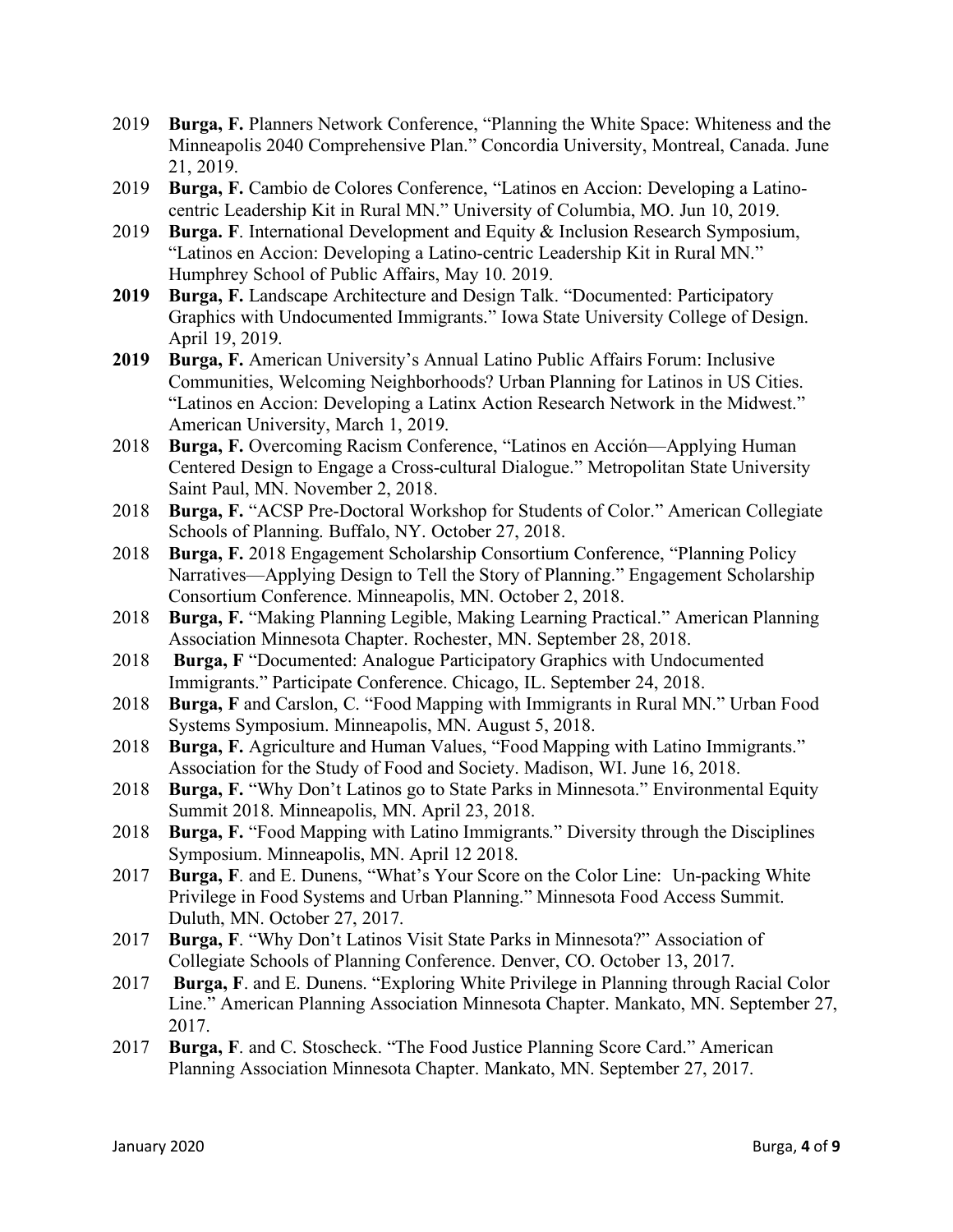2019 **Burga, F.** Planners Network Conference, "Planning the White Space: Whiteness and the Minneapolis 2040 Comprehensive Plan." Concordia University, Montreal, Canada. June 21, 2019.

2019 **Burga, F.** Cambio de Colores Conference, "Latinos en Accion: Developing a Latino-centric Leadership Kit in Rural MN." University of Columbia, MO. Jun 10, 2019.

2019 **Burga. F**. International Development and Equity & Inclusion Research Symposium, "Latinos en Accion: Developing a Latino-centric Leadership Kit in Rural MN." Humphrey School of Public Affairs, May 10. 2019.

**2019** **Burga, F.** Landscape Architecture and Design Talk. "Documented: Participatory Graphics with Undocumented Immigrants." Iowa State University College of Design. April 19, 2019.

**2019** **Burga, F.** American University's Annual Latino Public Affairs Forum: Inclusive Communities, Welcoming Neighborhoods? Urban Planning for Latinos in US Cities. "Latinos en Accion: Developing a Latinx Action Research Network in the Midwest." American University, March 1, 2019.

2018 **Burga, F.** Overcoming Racism Conference, "Latinos en Acción—Applying Human Centered Design to Engage a Cross-cultural Dialogue." Metropolitan State University Saint Paul, MN. November 2, 2018.

2018 **Burga, F.** "ACSP Pre-Doctoral Workshop for Students of Color." American Collegiate Schools of Planning*.* Buffalo, NY. October 27, 2018.

2018 **Burga, F.** 2018 Engagement Scholarship Consortium Conference, "Planning Policy Narratives—Applying Design to Tell the Story of Planning." Engagement Scholarship Consortium Conference. Minneapolis, MN. October 2, 2018.

2018 **Burga, F.** "Making Planning Legible, Making Learning Practical." American Planning Association Minnesota Chapter. Rochester, MN. September 28, 2018.

2018 **Burga, F** "Documented: Analogue Participatory Graphics with Undocumented Immigrants." Participate Conference. Chicago, IL. September 24, 2018.

2018 **Burga, F** and Carslon, C. "Food Mapping with Immigrants in Rural MN." Urban Food Systems Symposium. Minneapolis, MN. August 5, 2018.

2018 **Burga, F.** Agriculture and Human Values, "Food Mapping with Latino Immigrants." Association for the Study of Food and Society. Madison, WI. June 16, 2018.

2018 **Burga, F.** "Why Don't Latinos go to State Parks in Minnesota." Environmental Equity Summit 2018. Minneapolis, MN. April 23, 2018.

2018 **Burga, F.** "Food Mapping with Latino Immigrants*.*" Diversity through the Disciplines Symposium. Minneapolis, MN. April 12 2018.

2017 **Burga, F**. and E. Dunens, "What's Your Score on the Color Line: Un-packing White Privilege in Food Systems and Urban Planning." Minnesota Food Access Summit. Duluth, MN. October 27, 2017.

2017 **Burga, F**. "Why Don't Latinos Visit State Parks in Minnesota?" Association of Collegiate Schools of Planning Conference. Denver, CO. October 13, 2017.

2017 **Burga, F**. and E. Dunens. "Exploring White Privilege in Planning through Racial Color Line." American Planning Association Minnesota Chapter. Mankato, MN. September 27, 2017.

2017 **Burga, F**. and C. Stoscheck. "The Food Justice Planning Score Card." American Planning Association Minnesota Chapter. Mankato, MN. September 27, 2017.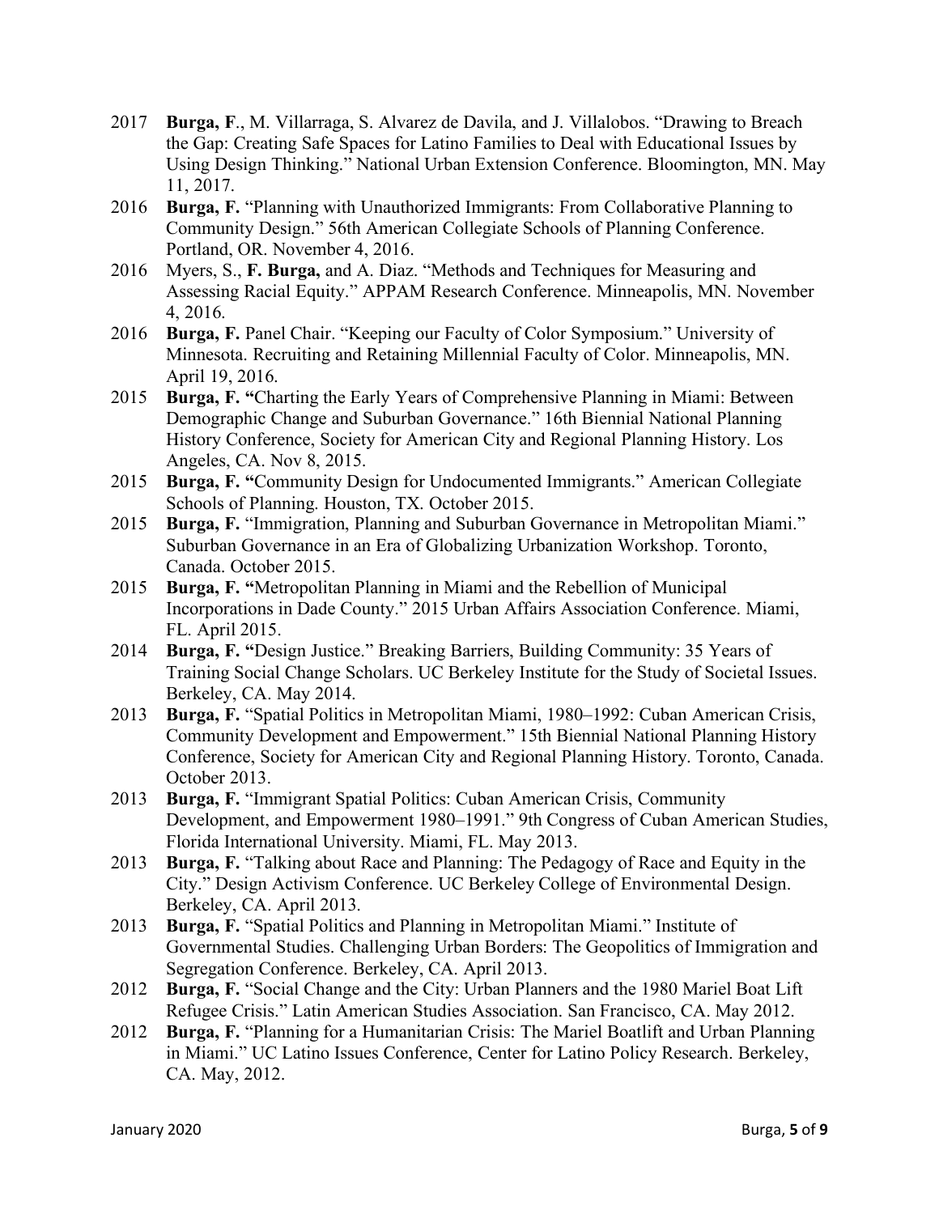2017 **Burga, F**., M. Villarraga, S. Alvarez de Davila, and J. Villalobos. "Drawing to Breach the Gap: Creating Safe Spaces for Latino Families to Deal with Educational Issues by Using Design Thinking." National Urban Extension Conference. Bloomington, MN. May 11, 2017.

2016 **Burga, F.** "Planning with Unauthorized Immigrants: From Collaborative Planning to Community Design." 56th American Collegiate Schools of Planning Conference. Portland, OR. November 4, 2016.

2016 Myers, S., **F. Burga,** and A. Diaz. "Methods and Techniques for Measuring and Assessing Racial Equity." APPAM Research Conference. Minneapolis, MN. November 4, 2016.

2016 **Burga, F.** Panel Chair. "Keeping our Faculty of Color Symposium." University of Minnesota. Recruiting and Retaining Millennial Faculty of Color. Minneapolis, MN. April 19, 2016.

2015 **Burga, F. "**Charting the Early Years of Comprehensive Planning in Miami: Between Demographic Change and Suburban Governance." 16th Biennial National Planning History Conference, Society for American City and Regional Planning History. Los Angeles, CA. Nov 8, 2015.

2015 **Burga, F. "**Community Design for Undocumented Immigrants." American Collegiate Schools of Planning. Houston, TX. October 2015.

2015 **Burga, F.** "Immigration, Planning and Suburban Governance in Metropolitan Miami." Suburban Governance in an Era of Globalizing Urbanization Workshop. Toronto, Canada. October 2015.

2015 **Burga, F. "**Metropolitan Planning in Miami and the Rebellion of Municipal Incorporations in Dade County." 2015 Urban Affairs Association Conference. Miami, FL. April 2015.

2014 **Burga, F. "**Design Justice." Breaking Barriers, Building Community: 35 Years of Training Social Change Scholars. UC Berkeley Institute for the Study of Societal Issues. Berkeley, CA. May 2014.

2013 **Burga, F.** "Spatial Politics in Metropolitan Miami, 1980–1992: Cuban American Crisis, Community Development and Empowerment." 15th Biennial National Planning History Conference, Society for American City and Regional Planning History. Toronto, Canada. October 2013.

2013 **Burga, F.** "Immigrant Spatial Politics: Cuban American Crisis, Community Development, and Empowerment 1980–1991." 9th Congress of Cuban American Studies, Florida International University. Miami, FL. May 2013.

2013 **Burga, F.** "Talking about Race and Planning: The Pedagogy of Race and Equity in the City." Design Activism Conference. UC Berkeley College of Environmental Design. Berkeley, CA. April 2013.

2013 **Burga, F.** "Spatial Politics and Planning in Metropolitan Miami." Institute of Governmental Studies. Challenging Urban Borders: The Geopolitics of Immigration and Segregation Conference. Berkeley, CA. April 2013.

2012 **Burga, F.** "Social Change and the City: Urban Planners and the 1980 Mariel Boat Lift Refugee Crisis." Latin American Studies Association. San Francisco, CA. May 2012.

2012 **Burga, F.** "Planning for a Humanitarian Crisis: The Mariel Boatlift and Urban Planning in Miami." UC Latino Issues Conference, Center for Latino Policy Research. Berkeley, CA. May, 2012.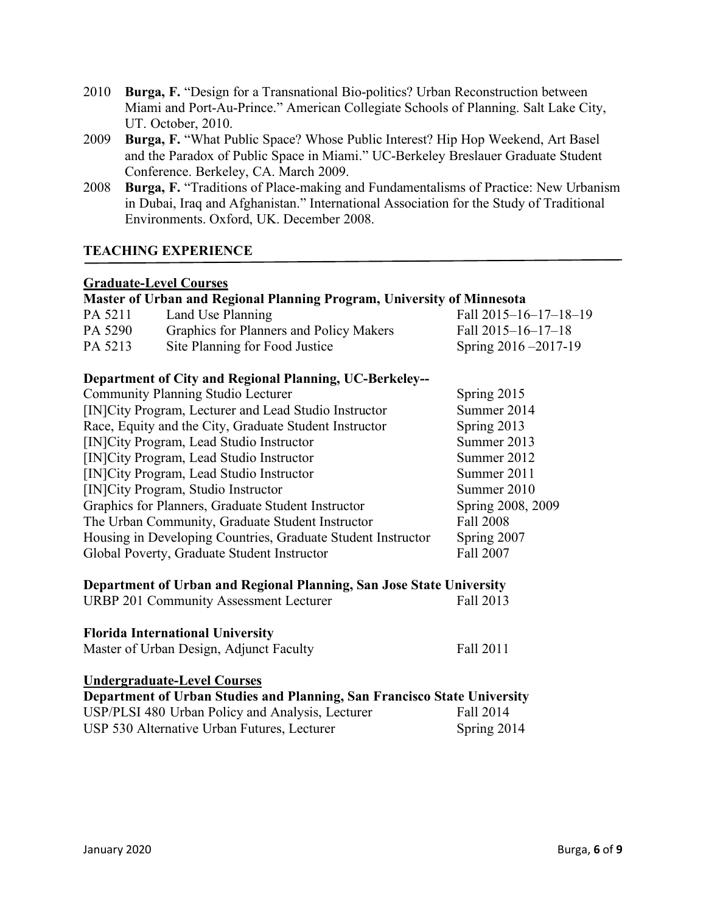2010 **Burga, F.** "Design for a Transnational Bio-politics? Urban Reconstruction between Miami and Port-Au-Prince." American Collegiate Schools of Planning. Salt Lake City, UT. October, 2010.

2009 **Burga, F.** "What Public Space? Whose Public Interest? Hip Hop Weekend, Art Basel and the Paradox of Public Space in Miami." UC-Berkeley Breslauer Graduate Student Conference. Berkeley, CA. March 2009.

2008 **Burga, F.** "Traditions of Place-making and Fundamentalisms of Practice: New Urbanism in Dubai, Iraq and Afghanistan." International Association for the Study of Traditional Environments. Oxford, UK. December 2008.

## TEACHING EXPERIENCE

### Graduate-Level Courses

**Master of Urban and Regional Planning Program, University of Minnesota**

| | | |
|---|---|---|
| PA 5211 | Land Use Planning | Fall 2015–16–17–18–19 |
| PA 5290 | Graphics for Planners and Policy Makers | Fall 2015–16–17–18 |
| PA 5213 | Site Planning for Food Justice | Spring 2016 –2017-19 |

**Department of City and Regional Planning, UC-Berkeley--**

| | |
|---|---|
| Community Planning Studio Lecturer | Spring 2015 |
| [IN]City Program, Lecturer and Lead Studio Instructor | Summer 2014 |
| Race, Equity and the City, Graduate Student Instructor | Spring 2013 |
| [IN]City Program, Lead Studio Instructor | Summer 2013 |
| [IN]City Program, Lead Studio Instructor | Summer 2012 |
| [IN]City Program, Lead Studio Instructor | Summer 2011 |
| [IN]City Program, Studio Instructor | Summer 2010 |
| Graphics for Planners, Graduate Student Instructor | Spring 2008, 2009 |
| The Urban Community, Graduate Student Instructor | Fall 2008 |
| Housing in Developing Countries, Graduate Student Instructor | Spring 2007 |
| Global Poverty, Graduate Student Instructor | Fall 2007 |

**Department of Urban and Regional Planning, San Jose State University**

| | |
|---|---|
| URBP 201 Community Assessment Lecturer | Fall 2013 |

**Florida International University**

| | |
|---|---|
| Master of Urban Design, Adjunct Faculty | Fall 2011 |

### Undergraduate-Level Courses

**Department of Urban Studies and Planning, San Francisco State University**

| | |
|---|---|
| USP/PLSI 480 Urban Policy and Analysis, Lecturer | Fall 2014 |
| USP 530 Alternative Urban Futures, Lecturer | Spring 2014 |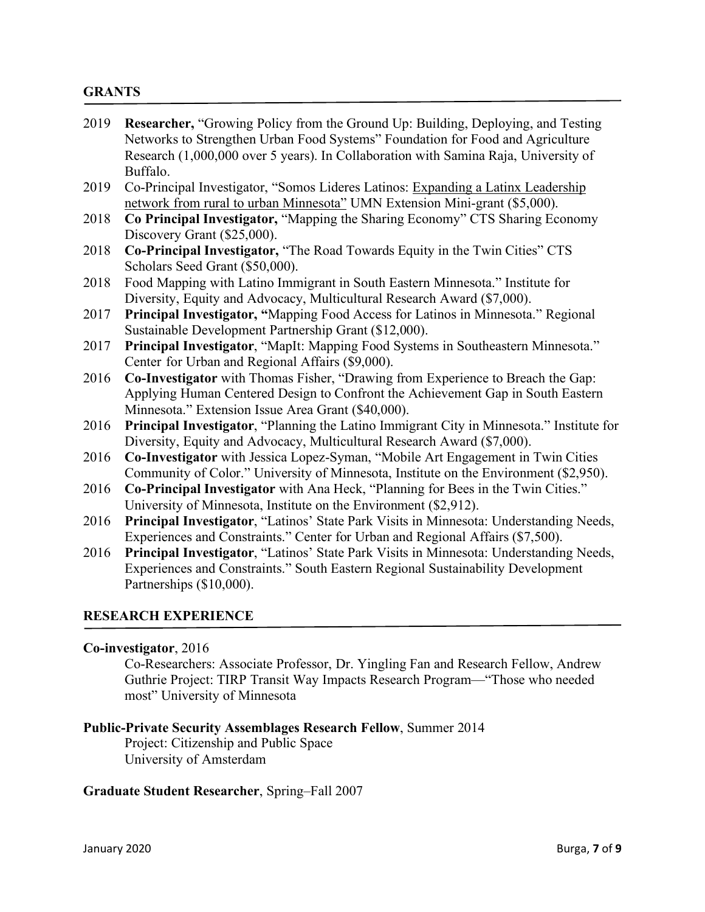## GRANTS

2019 **Researcher,** "Growing Policy from the Ground Up: Building, Deploying, and Testing Networks to Strengthen Urban Food Systems" Foundation for Food and Agriculture Research (1,000,000 over 5 years). In Collaboration with Samina Raja, University of Buffalo.

2019 Co-Principal Investigator, "Somos Lideres Latinos: Expanding a Latinx Leadership network from rural to urban Minnesota" UMN Extension Mini-grant ($5,000).

2018 **Co Principal Investigator,** "Mapping the Sharing Economy" CTS Sharing Economy Discovery Grant ($25,000).

2018 **Co-Principal Investigator,** "The Road Towards Equity in the Twin Cities" CTS Scholars Seed Grant ($50,000).

2018 Food Mapping with Latino Immigrant in South Eastern Minnesota." Institute for Diversity, Equity and Advocacy, Multicultural Research Award ($7,000).

2017 **Principal Investigator, "**Mapping Food Access for Latinos in Minnesota." Regional Sustainable Development Partnership Grant ($12,000).

2017 **Principal Investigator**, "MapIt: Mapping Food Systems in Southeastern Minnesota." Center for Urban and Regional Affairs ($9,000).

2016 **Co-Investigator** with Thomas Fisher, "Drawing from Experience to Breach the Gap: Applying Human Centered Design to Confront the Achievement Gap in South Eastern Minnesota." Extension Issue Area Grant ($40,000).

2016 **Principal Investigator**, "Planning the Latino Immigrant City in Minnesota." Institute for Diversity, Equity and Advocacy, Multicultural Research Award ($7,000).

2016 **Co-Investigator** with Jessica Lopez-Syman, "Mobile Art Engagement in Twin Cities Community of Color." University of Minnesota, Institute on the Environment ($2,950).

2016 **Co-Principal Investigator** with Ana Heck, "Planning for Bees in the Twin Cities." University of Minnesota, Institute on the Environment ($2,912).

2016 **Principal Investigator**, "Latinos' State Park Visits in Minnesota: Understanding Needs, Experiences and Constraints." Center for Urban and Regional Affairs ($7,500).

2016 **Principal Investigator**, "Latinos' State Park Visits in Minnesota: Understanding Needs, Experiences and Constraints." South Eastern Regional Sustainability Development Partnerships ($10,000).

## RESEARCH EXPERIENCE

**Co-investigator**, 2016

Co-Researchers: Associate Professor, Dr. Yingling Fan and Research Fellow, Andrew Guthrie Project: TIRP Transit Way Impacts Research Program—"Those who needed most" University of Minnesota

**Public-Private Security Assemblages Research Fellow**, Summer 2014

Project: Citizenship and Public Space
University of Amsterdam

**Graduate Student Researcher**, Spring–Fall 2007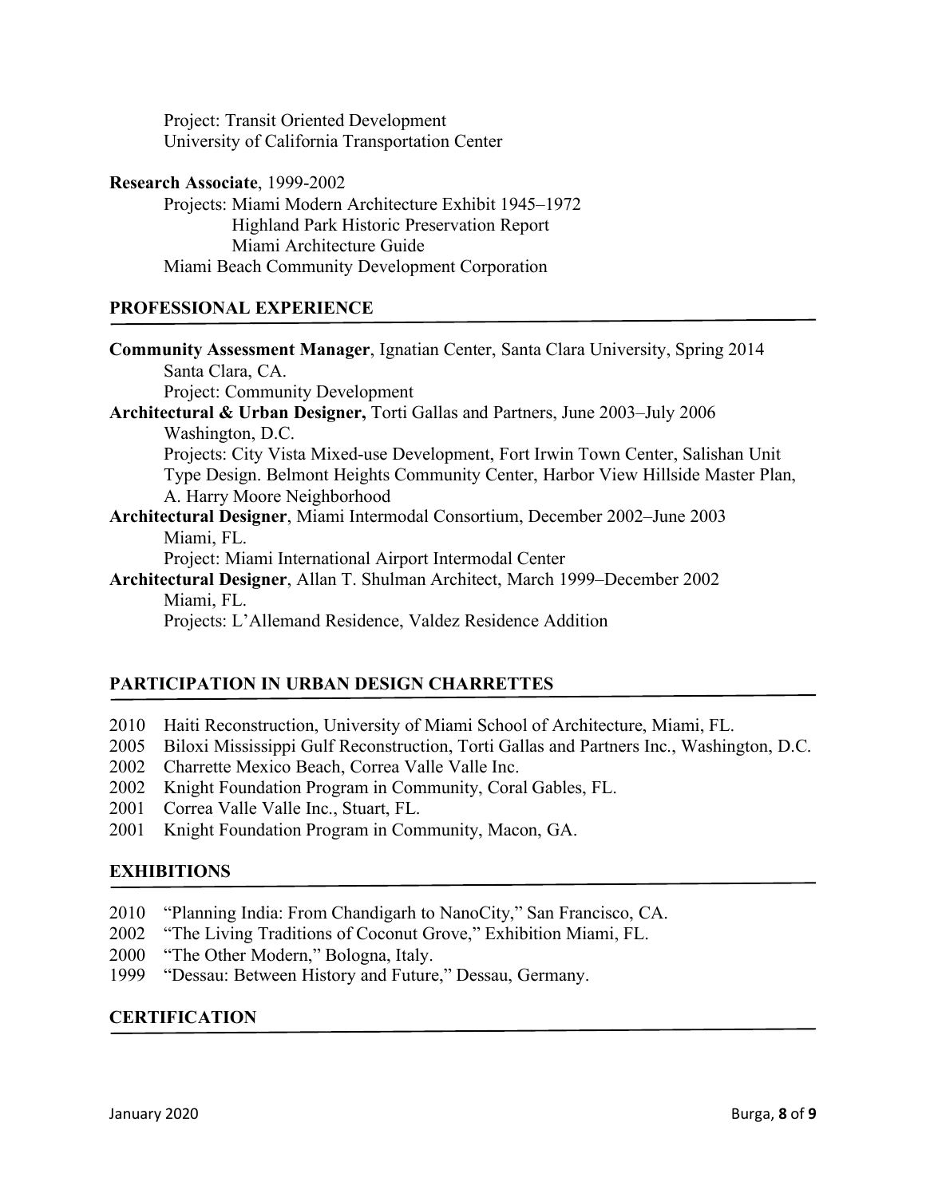Project: Transit Oriented Development
University of California Transportation Center

**Research Associate**, 1999-2002
Projects: Miami Modern Architecture Exhibit 1945–1972
Highland Park Historic Preservation Report
Miami Architecture Guide
Miami Beach Community Development Corporation

## PROFESSIONAL EXPERIENCE

**Community Assessment Manager**, Ignatian Center, Santa Clara University, Spring 2014
Santa Clara, CA.
Project: Community Development

**Architectural & Urban Designer,** Torti Gallas and Partners, June 2003–July 2006
Washington, D.C.
Projects: City Vista Mixed-use Development, Fort Irwin Town Center, Salishan Unit Type Design. Belmont Heights Community Center, Harbor View Hillside Master Plan, A. Harry Moore Neighborhood

**Architectural Designer**, Miami Intermodal Consortium, December 2002–June 2003
Miami, FL.
Project: Miami International Airport Intermodal Center

**Architectural Designer**, Allan T. Shulman Architect, March 1999–December 2002
Miami, FL.
Projects: L'Allemand Residence, Valdez Residence Addition

## PARTICIPATION IN URBAN DESIGN CHARRETTES

2010 Haiti Reconstruction, University of Miami School of Architecture, Miami, FL.
2005 Biloxi Mississippi Gulf Reconstruction, Torti Gallas and Partners Inc., Washington, D.C.
2002 Charrette Mexico Beach, Correa Valle Valle Inc.
2002 Knight Foundation Program in Community, Coral Gables, FL.
2001 Correa Valle Valle Inc., Stuart, FL.
2001 Knight Foundation Program in Community, Macon, GA.

## EXHIBITIONS

2010 "Planning India: From Chandigarh to NanoCity," San Francisco, CA.
2002 "The Living Traditions of Coconut Grove," Exhibition Miami, FL.
2000 "The Other Modern," Bologna, Italy.
1999 "Dessau: Between History and Future," Dessau, Germany.

## CERTIFICATION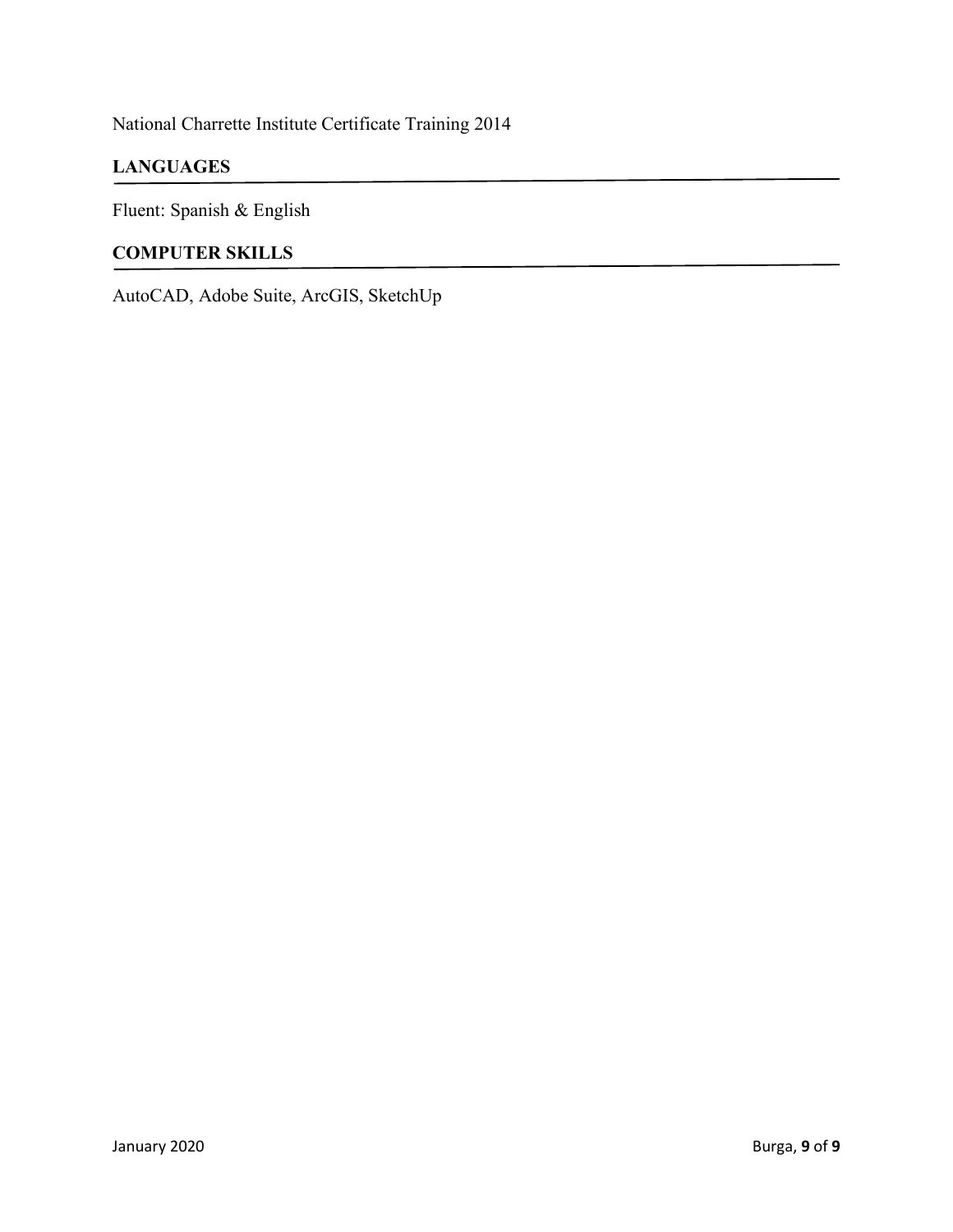National Charrette Institute Certificate Training 2014

## LANGUAGES

Fluent: Spanish & English

## COMPUTER SKILLS

AutoCAD, Adobe Suite, ArcGIS, SketchUp